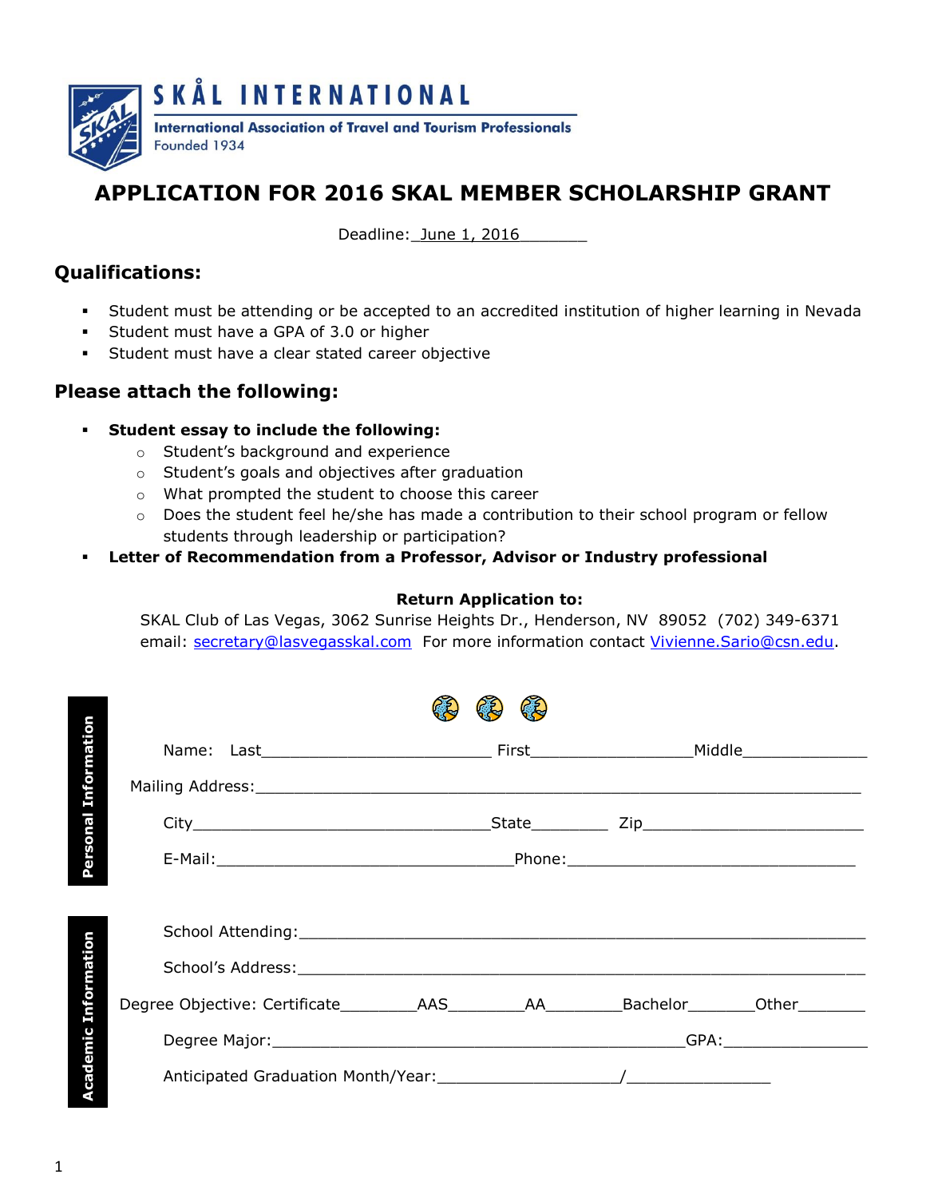# SKÅL INTERNATIONAL

International Association of Travel and Tourism Professionals

Founded 1934

## APPLICATION FOR 2016 SKAL MEMBER SCHOLARSHIP GRANT

Deadline: June 1, 2016

### Qualifications:

- Student must be attending or be accepted to an accredited institution of higher learning in Nevada
- Student must have a GPA of 3.0 or higher
- Student must have a clear stated career objective

### Please attach the following:

- **Student essay to include the following:**
  - Student's background and experience
  - Student's goals and objectives after graduation
  - What prompted the student to choose this career
  - Does the student feel he/she has made a contribution to their school program or fellow students through leadership or participation?
- **Letter of Recommendation from a Professor, Advisor or Industry professional**

**Return Application to:**

SKAL Club of Las Vegas, 3062 Sunrise Heights Dr., Henderson, NV 89052 (702) 349-6371
email: secretary@lasvegasskal.com For more information contact Vivienne.Sario@csn.edu.

**Personal Information**

Name: Last_________________________ First_________________Middle_____________

Mailing Address:_________________________________________________________________

City________________________________State________ Zip_______________________

E-Mail:________________________________Phone:_______________________________

**Academic Information**

School Attending:_______________________________________________________________

School's Address:_______________________________________________________________

Degree Objective: Certificate________AAS________AA________Bachelor_______Other_______

Degree Major:____________________________________________GPA:_______________

Anticipated Graduation Month/Year:___________________/_______________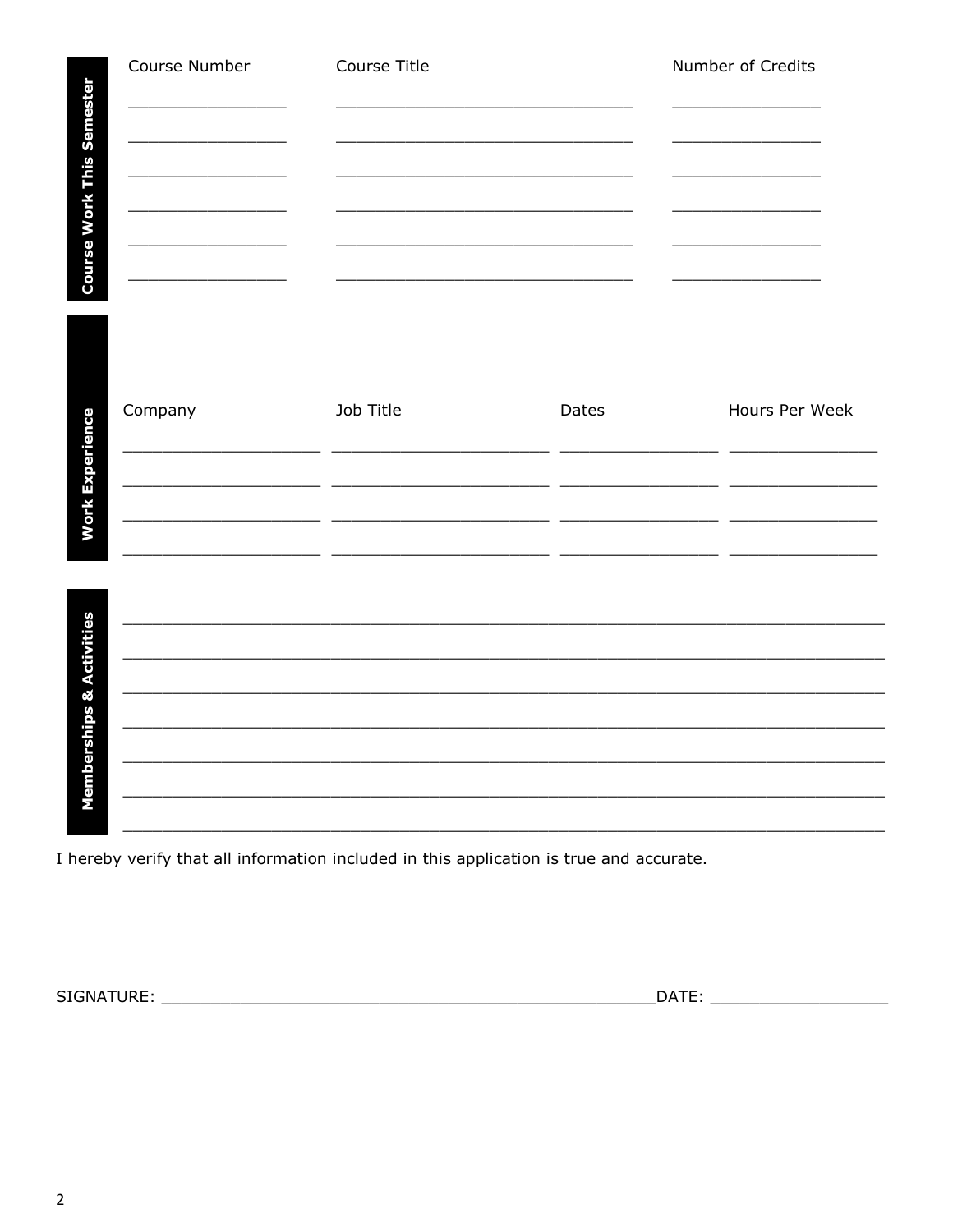## Course Work This Semester

| Course Number | Course Title | Number of Credits |
| --- | --- | --- |
| | | |
| | | |
| | | |
| | | |
| | | |
| | | |

## Work Experience

| Company | Job Title | Dates | Hours Per Week |
| --- | --- | --- | --- |
| | | | |
| | | | |
| | | | |
| | | | |

## Memberships & Activities

_______________________________________________________________________________

_______________________________________________________________________________

_______________________________________________________________________________

_______________________________________________________________________________

_______________________________________________________________________________

_______________________________________________________________________________

_______________________________________________________________________________

I hereby verify that all information included in this application is true and accurate.

SIGNATURE: ________________________________________________ DATE: _________________